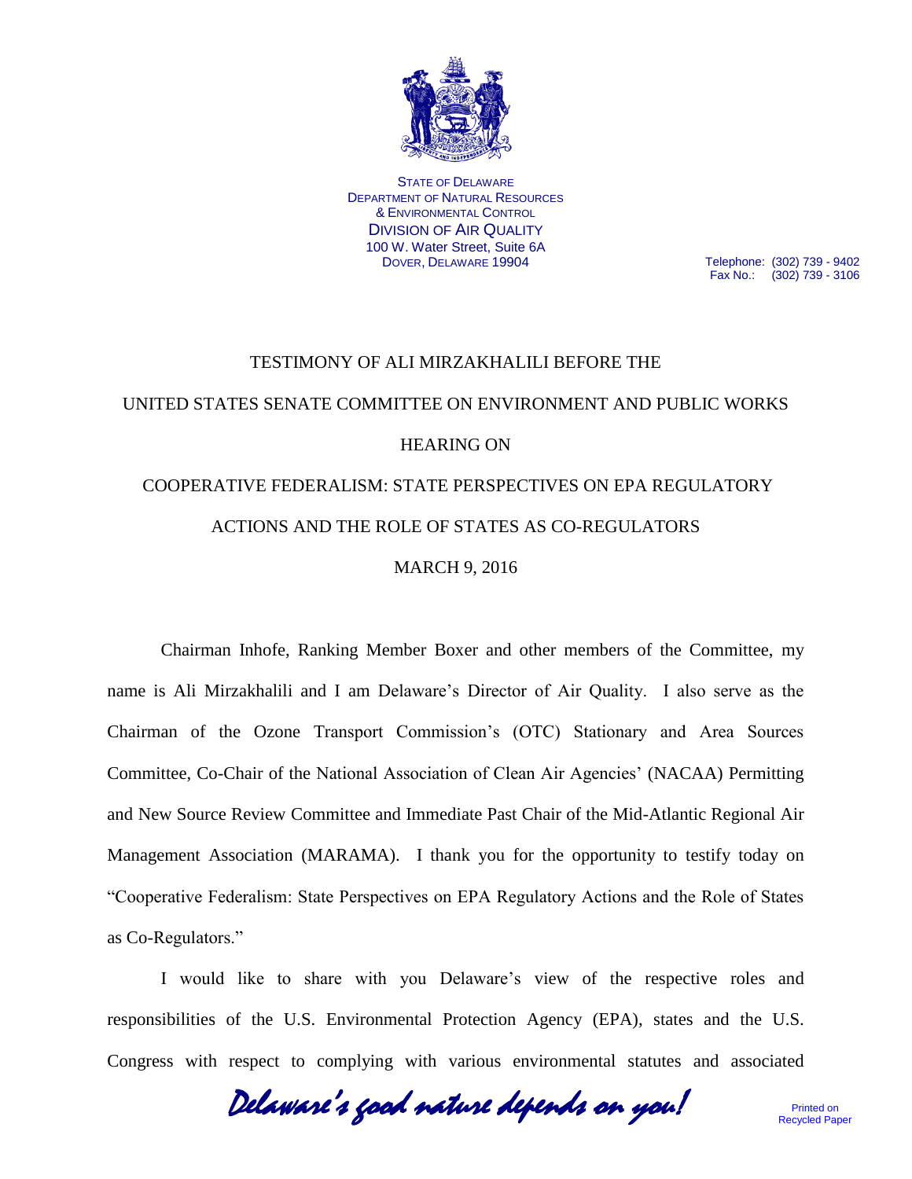STATE OF DELAWARE
DEPARTMENT OF NATURAL RESOURCES
& ENVIRONMENTAL CONTROL
DIVISION OF AIR QUALITY
100 W. Water Street, Suite 6A
DOVER, DELAWARE 19904

Telephone: (302) 739 - 9402
Fax No.: (302) 739 - 3106

# TESTIMONY OF ALI MIRZAKHALILI BEFORE THE UNITED STATES SENATE COMMITTEE ON ENVIRONMENT AND PUBLIC WORKS HEARING ON COOPERATIVE FEDERALISM: STATE PERSPECTIVES ON EPA REGULATORY ACTIONS AND THE ROLE OF STATES AS CO-REGULATORS

MARCH 9, 2016

Chairman Inhofe, Ranking Member Boxer and other members of the Committee, my name is Ali Mirzakhalili and I am Delaware's Director of Air Quality. I also serve as the Chairman of the Ozone Transport Commission's (OTC) Stationary and Area Sources Committee, Co-Chair of the National Association of Clean Air Agencies' (NACAA) Permitting and New Source Review Committee and Immediate Past Chair of the Mid-Atlantic Regional Air Management Association (MARAMA). I thank you for the opportunity to testify today on "Cooperative Federalism: State Perspectives on EPA Regulatory Actions and the Role of States as Co-Regulators."

I would like to share with you Delaware's view of the respective roles and responsibilities of the U.S. Environmental Protection Agency (EPA), states and the U.S. Congress with respect to complying with various environmental statutes and associated

*Delaware's good nature depends on you!*

Printed on Recycled Paper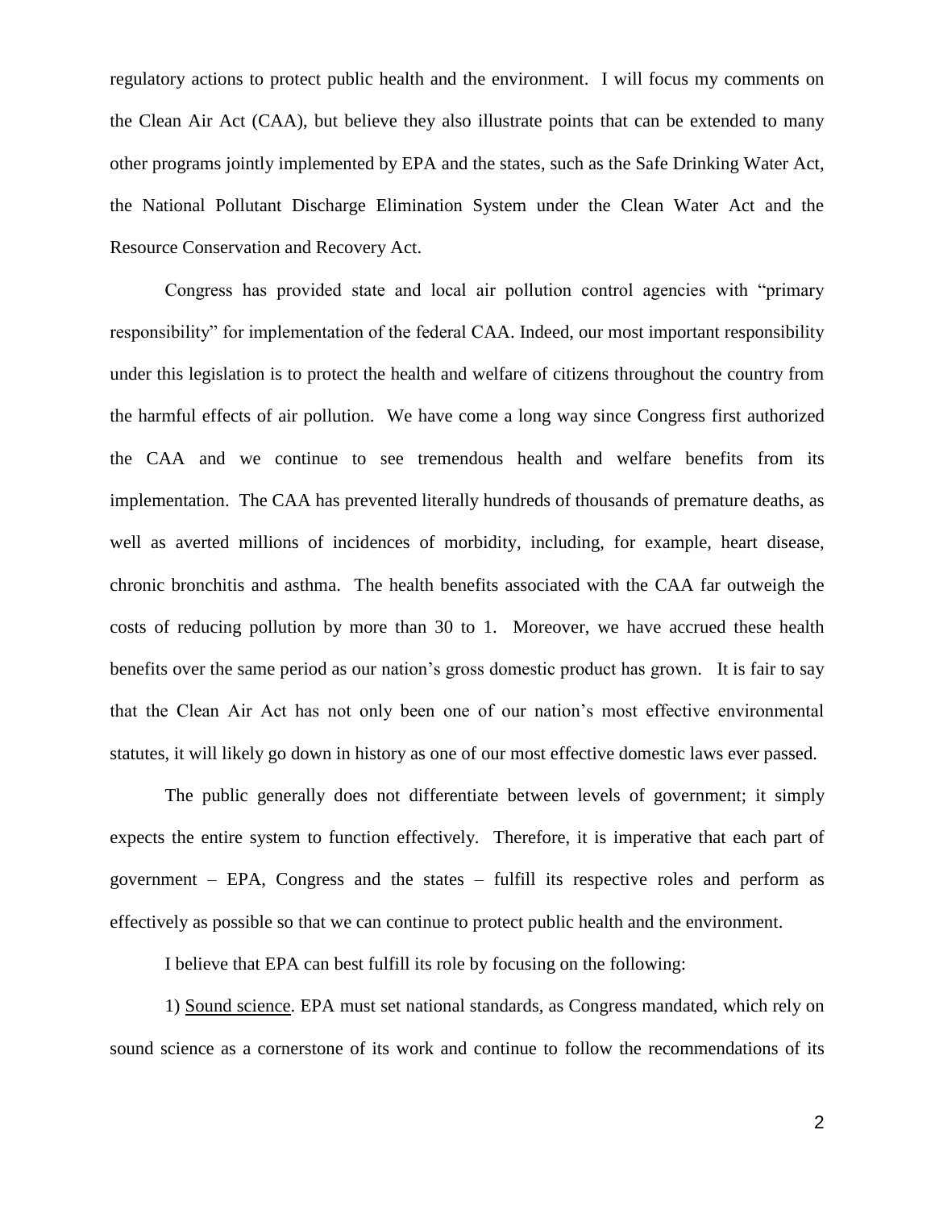regulatory actions to protect public health and the environment. I will focus my comments on the Clean Air Act (CAA), but believe they also illustrate points that can be extended to many other programs jointly implemented by EPA and the states, such as the Safe Drinking Water Act, the National Pollutant Discharge Elimination System under the Clean Water Act and the Resource Conservation and Recovery Act.

Congress has provided state and local air pollution control agencies with "primary responsibility" for implementation of the federal CAA. Indeed, our most important responsibility under this legislation is to protect the health and welfare of citizens throughout the country from the harmful effects of air pollution. We have come a long way since Congress first authorized the CAA and we continue to see tremendous health and welfare benefits from its implementation. The CAA has prevented literally hundreds of thousands of premature deaths, as well as averted millions of incidences of morbidity, including, for example, heart disease, chronic bronchitis and asthma. The health benefits associated with the CAA far outweigh the costs of reducing pollution by more than 30 to 1. Moreover, we have accrued these health benefits over the same period as our nation's gross domestic product has grown. It is fair to say that the Clean Air Act has not only been one of our nation's most effective environmental statutes, it will likely go down in history as one of our most effective domestic laws ever passed.

The public generally does not differentiate between levels of government; it simply expects the entire system to function effectively. Therefore, it is imperative that each part of government – EPA, Congress and the states – fulfill its respective roles and perform as effectively as possible so that we can continue to protect public health and the environment.

I believe that EPA can best fulfill its role by focusing on the following:

1) Sound science. EPA must set national standards, as Congress mandated, which rely on sound science as a cornerstone of its work and continue to follow the recommendations of its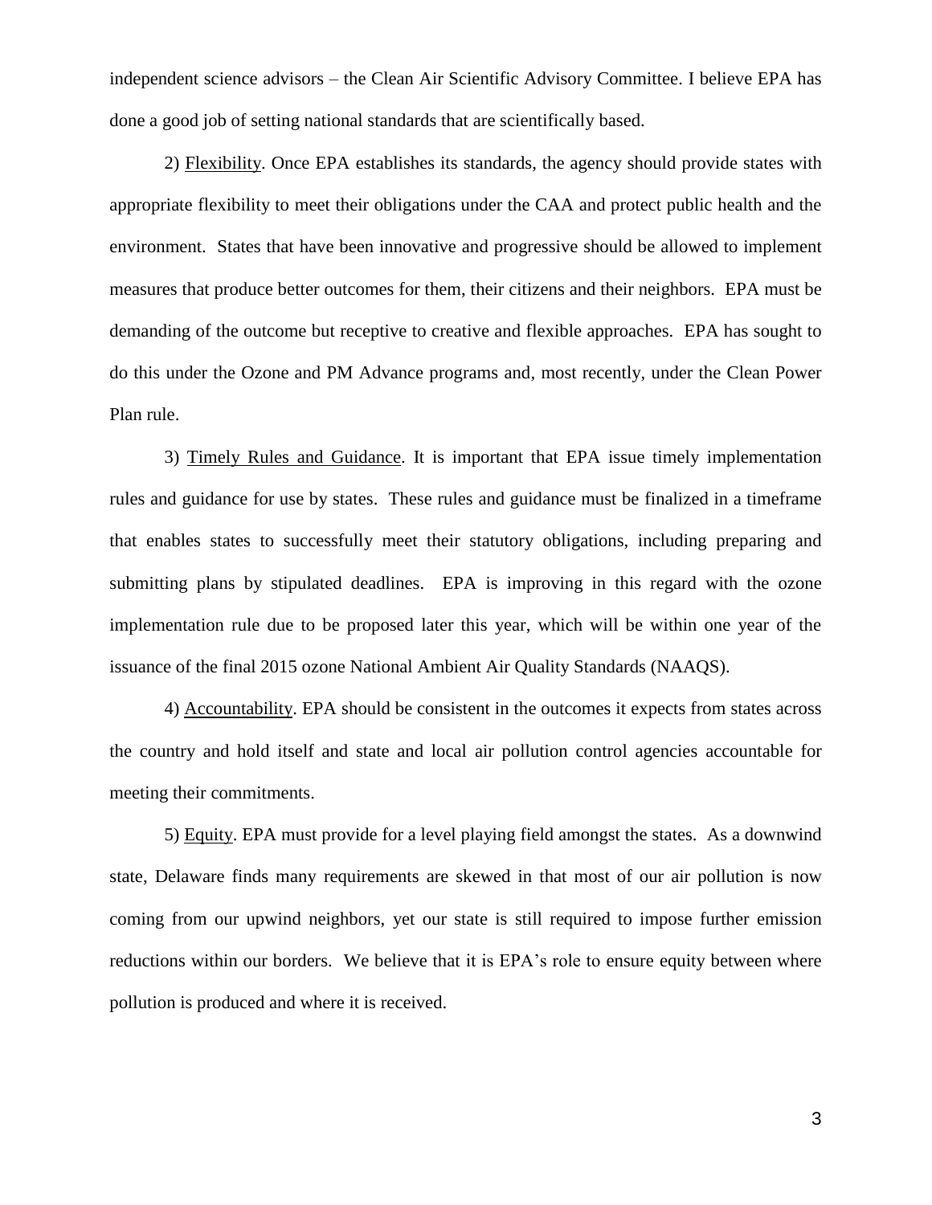independent science advisors – the Clean Air Scientific Advisory Committee. I believe EPA has done a good job of setting national standards that are scientifically based.

2) Flexibility. Once EPA establishes its standards, the agency should provide states with appropriate flexibility to meet their obligations under the CAA and protect public health and the environment. States that have been innovative and progressive should be allowed to implement measures that produce better outcomes for them, their citizens and their neighbors. EPA must be demanding of the outcome but receptive to creative and flexible approaches. EPA has sought to do this under the Ozone and PM Advance programs and, most recently, under the Clean Power Plan rule.

3) Timely Rules and Guidance. It is important that EPA issue timely implementation rules and guidance for use by states. These rules and guidance must be finalized in a timeframe that enables states to successfully meet their statutory obligations, including preparing and submitting plans by stipulated deadlines. EPA is improving in this regard with the ozone implementation rule due to be proposed later this year, which will be within one year of the issuance of the final 2015 ozone National Ambient Air Quality Standards (NAAQS).

4) Accountability. EPA should be consistent in the outcomes it expects from states across the country and hold itself and state and local air pollution control agencies accountable for meeting their commitments.

5) Equity. EPA must provide for a level playing field amongst the states. As a downwind state, Delaware finds many requirements are skewed in that most of our air pollution is now coming from our upwind neighbors, yet our state is still required to impose further emission reductions within our borders. We believe that it is EPA's role to ensure equity between where pollution is produced and where it is received.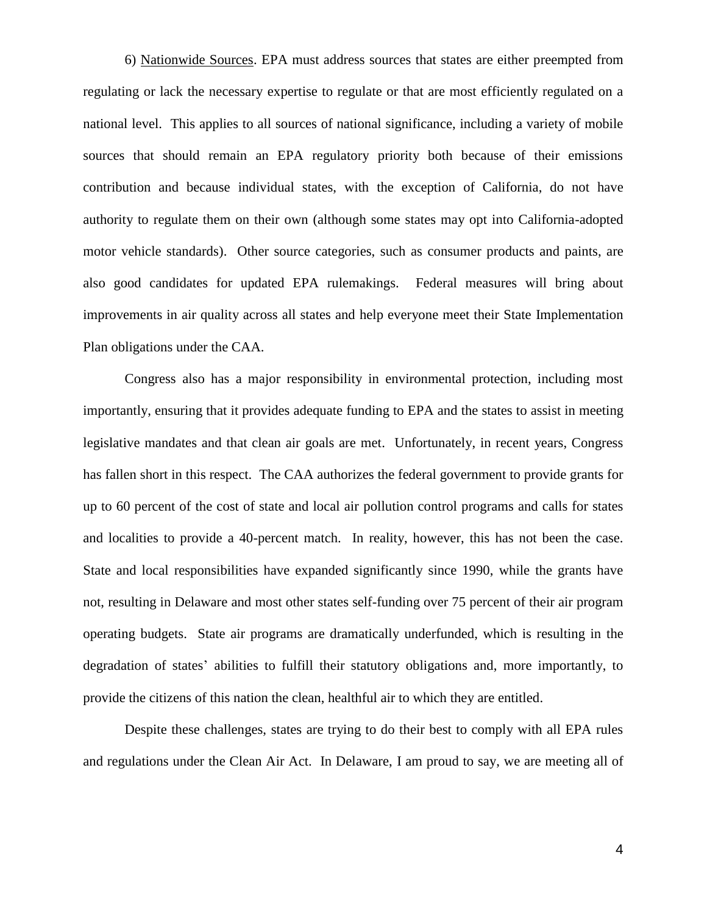6) <u>Nationwide Sources</u>. EPA must address sources that states are either preempted from regulating or lack the necessary expertise to regulate or that are most efficiently regulated on a national level. This applies to all sources of national significance, including a variety of mobile sources that should remain an EPA regulatory priority both because of their emissions contribution and because individual states, with the exception of California, do not have authority to regulate them on their own (although some states may opt into California-adopted motor vehicle standards). Other source categories, such as consumer products and paints, are also good candidates for updated EPA rulemakings. Federal measures will bring about improvements in air quality across all states and help everyone meet their State Implementation Plan obligations under the CAA.

Congress also has a major responsibility in environmental protection, including most importantly, ensuring that it provides adequate funding to EPA and the states to assist in meeting legislative mandates and that clean air goals are met. Unfortunately, in recent years, Congress has fallen short in this respect. The CAA authorizes the federal government to provide grants for up to 60 percent of the cost of state and local air pollution control programs and calls for states and localities to provide a 40-percent match. In reality, however, this has not been the case. State and local responsibilities have expanded significantly since 1990, while the grants have not, resulting in Delaware and most other states self-funding over 75 percent of their air program operating budgets. State air programs are dramatically underfunded, which is resulting in the degradation of states' abilities to fulfill their statutory obligations and, more importantly, to provide the citizens of this nation the clean, healthful air to which they are entitled.

Despite these challenges, states are trying to do their best to comply with all EPA rules and regulations under the Clean Air Act. In Delaware, I am proud to say, we are meeting all of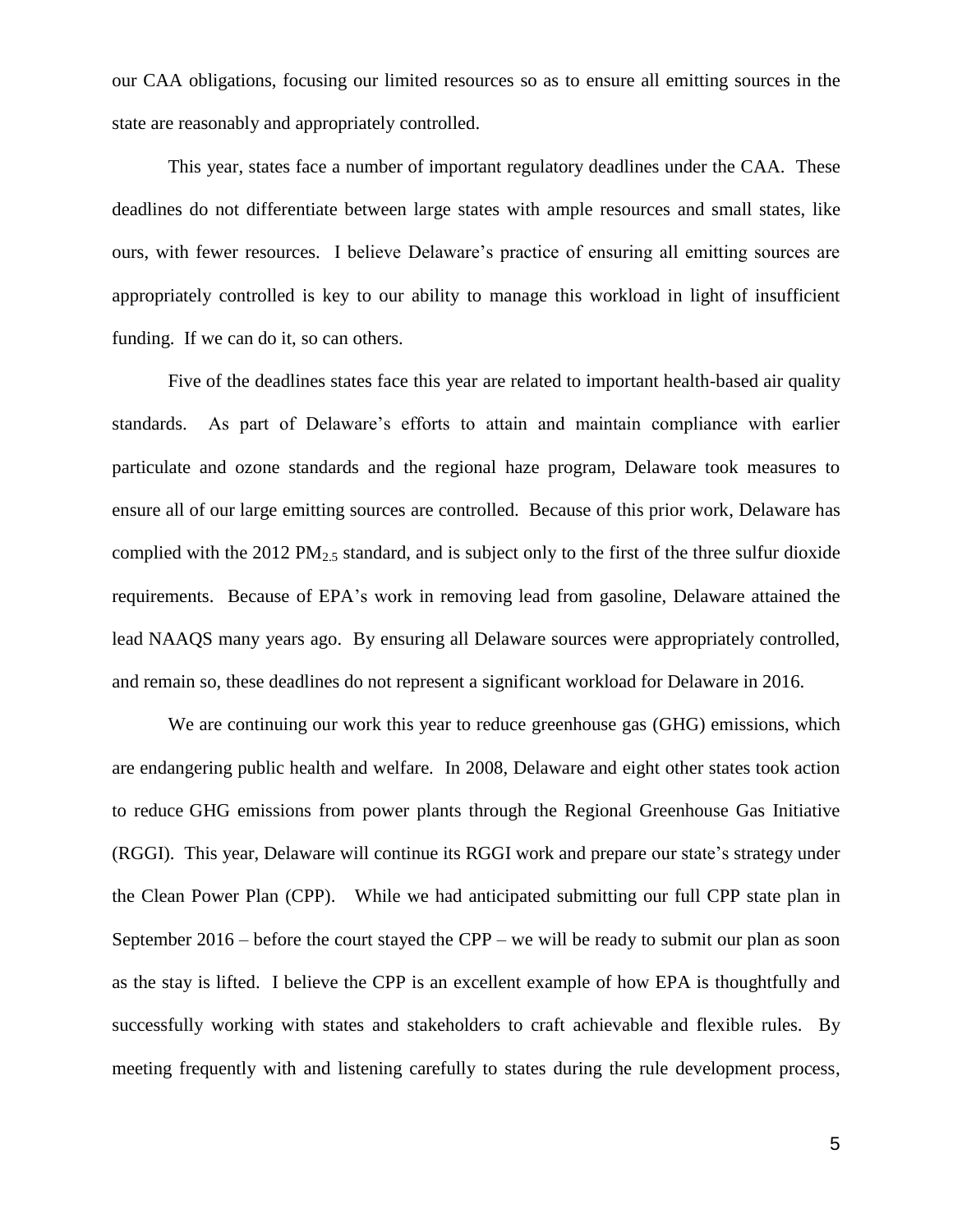our CAA obligations, focusing our limited resources so as to ensure all emitting sources in the state are reasonably and appropriately controlled.

This year, states face a number of important regulatory deadlines under the CAA. These deadlines do not differentiate between large states with ample resources and small states, like ours, with fewer resources. I believe Delaware's practice of ensuring all emitting sources are appropriately controlled is key to our ability to manage this workload in light of insufficient funding. If we can do it, so can others.

Five of the deadlines states face this year are related to important health-based air quality standards. As part of Delaware's efforts to attain and maintain compliance with earlier particulate and ozone standards and the regional haze program, Delaware took measures to ensure all of our large emitting sources are controlled. Because of this prior work, Delaware has complied with the 2012 $PM_{2.5}$ standard, and is subject only to the first of the three sulfur dioxide requirements. Because of EPA's work in removing lead from gasoline, Delaware attained the lead NAAQS many years ago. By ensuring all Delaware sources were appropriately controlled, and remain so, these deadlines do not represent a significant workload for Delaware in 2016.

We are continuing our work this year to reduce greenhouse gas (GHG) emissions, which are endangering public health and welfare. In 2008, Delaware and eight other states took action to reduce GHG emissions from power plants through the Regional Greenhouse Gas Initiative (RGGI). This year, Delaware will continue its RGGI work and prepare our state's strategy under the Clean Power Plan (CPP). While we had anticipated submitting our full CPP state plan in September 2016 – before the court stayed the CPP – we will be ready to submit our plan as soon as the stay is lifted. I believe the CPP is an excellent example of how EPA is thoughtfully and successfully working with states and stakeholders to craft achievable and flexible rules. By meeting frequently with and listening carefully to states during the rule development process,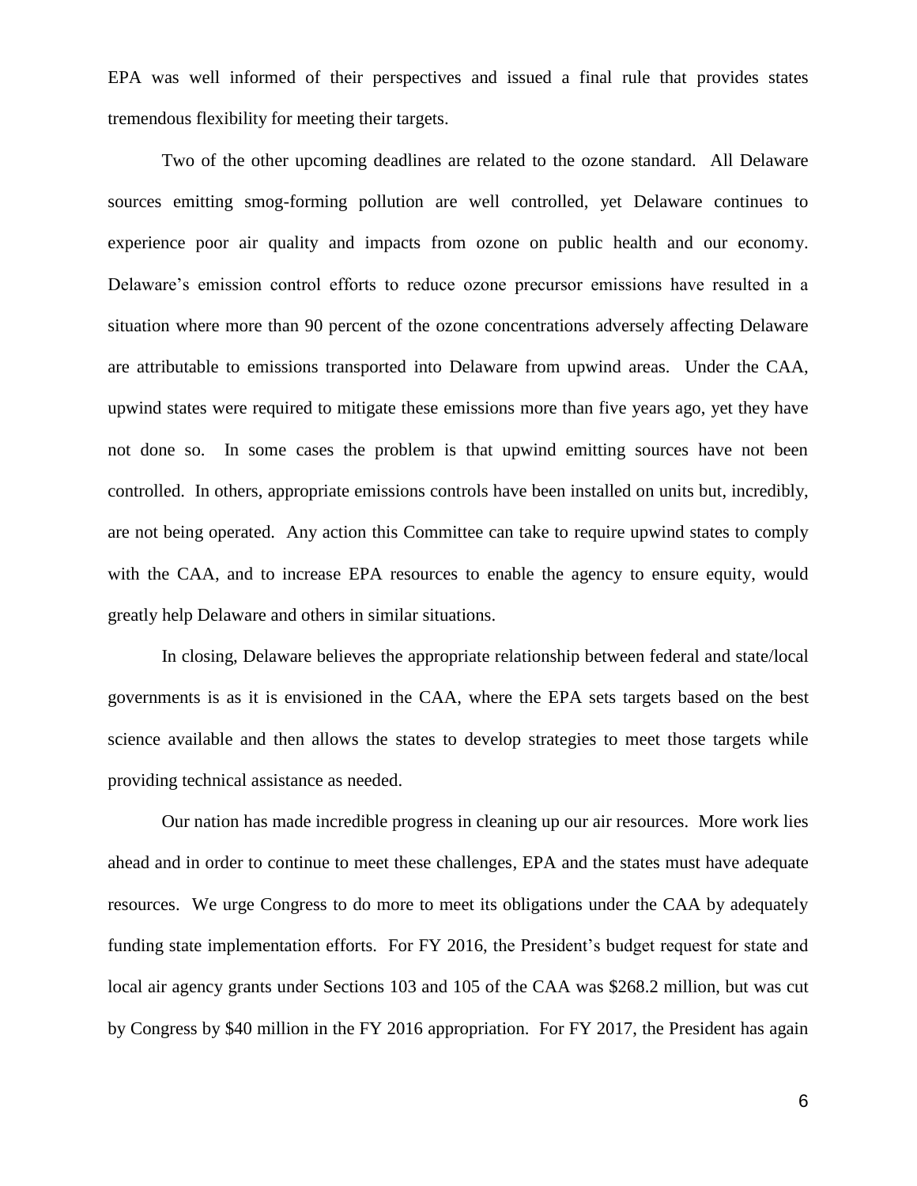EPA was well informed of their perspectives and issued a final rule that provides states tremendous flexibility for meeting their targets.

Two of the other upcoming deadlines are related to the ozone standard. All Delaware sources emitting smog-forming pollution are well controlled, yet Delaware continues to experience poor air quality and impacts from ozone on public health and our economy. Delaware's emission control efforts to reduce ozone precursor emissions have resulted in a situation where more than 90 percent of the ozone concentrations adversely affecting Delaware are attributable to emissions transported into Delaware from upwind areas. Under the CAA, upwind states were required to mitigate these emissions more than five years ago, yet they have not done so. In some cases the problem is that upwind emitting sources have not been controlled. In others, appropriate emissions controls have been installed on units but, incredibly, are not being operated. Any action this Committee can take to require upwind states to comply with the CAA, and to increase EPA resources to enable the agency to ensure equity, would greatly help Delaware and others in similar situations.

In closing, Delaware believes the appropriate relationship between federal and state/local governments is as it is envisioned in the CAA, where the EPA sets targets based on the best science available and then allows the states to develop strategies to meet those targets while providing technical assistance as needed.

Our nation has made incredible progress in cleaning up our air resources. More work lies ahead and in order to continue to meet these challenges, EPA and the states must have adequate resources. We urge Congress to do more to meet its obligations under the CAA by adequately funding state implementation efforts. For FY 2016, the President's budget request for state and local air agency grants under Sections 103 and 105 of the CAA was \$268.2 million, but was cut by Congress by \$40 million in the FY 2016 appropriation. For FY 2017, the President has again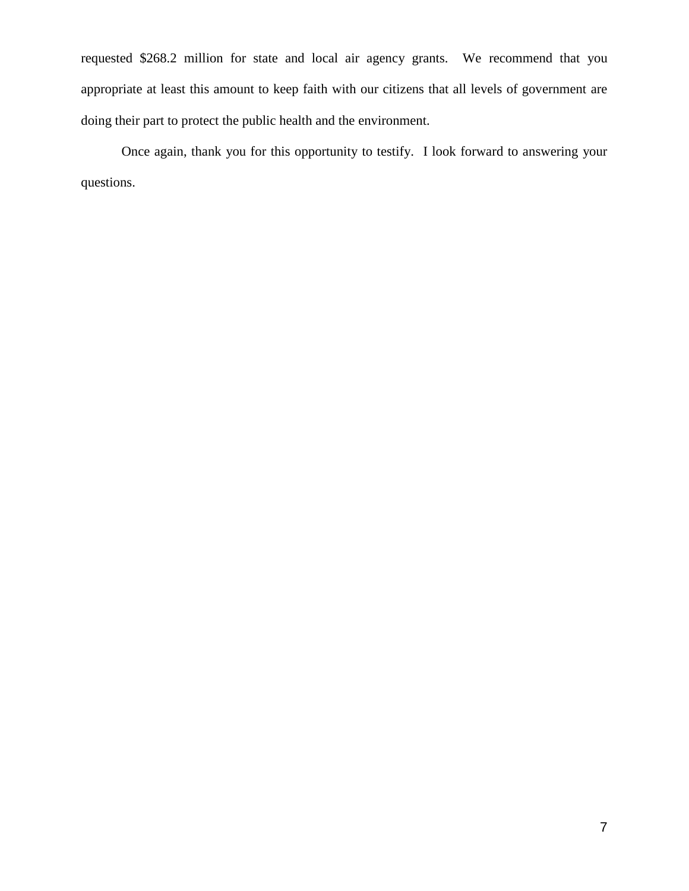requested $268.2 million for state and local air agency grants. We recommend that you appropriate at least this amount to keep faith with our citizens that all levels of government are doing their part to protect the public health and the environment.

Once again, thank you for this opportunity to testify. I look forward to answering your questions.